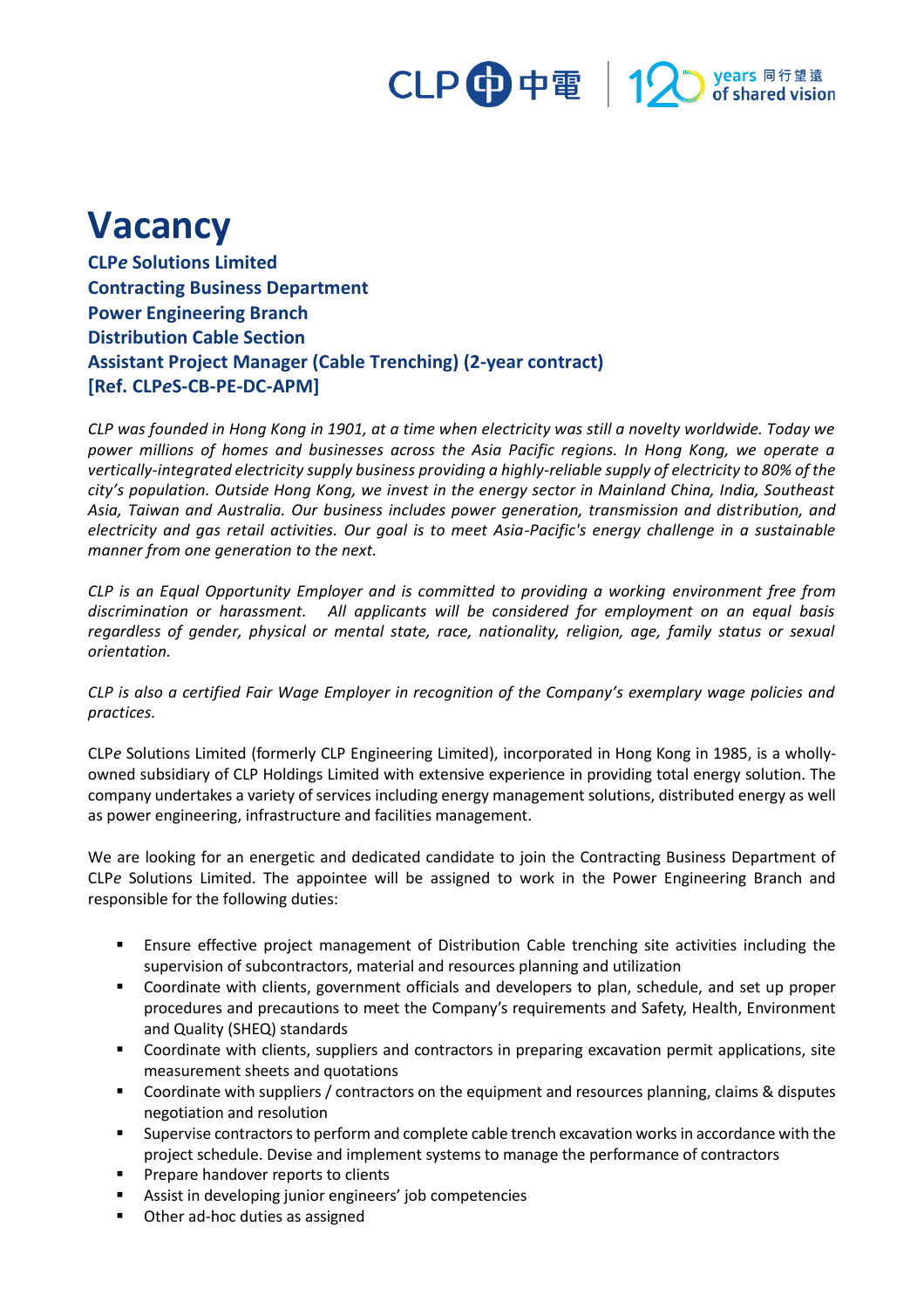# Vacancy

**CLP*e* Solutions Limited**
**Contracting Business Department**
**Power Engineering Branch**
**Distribution Cable Section**
**Assistant Project Manager (Cable Trenching) (2-year contract)**
**[Ref. CLP*e*S-CB-PE-DC-APM]**

*CLP was founded in Hong Kong in 1901, at a time when electricity was still a novelty worldwide. Today we power millions of homes and businesses across the Asia Pacific regions. In Hong Kong, we operate a vertically-integrated electricity supply business providing a highly-reliable supply of electricity to 80% of the city's population. Outside Hong Kong, we invest in the energy sector in Mainland China, India, Southeast Asia, Taiwan and Australia. Our business includes power generation, transmission and distribution, and electricity and gas retail activities. Our goal is to meet Asia-Pacific's energy challenge in a sustainable manner from one generation to the next.*

*CLP is an Equal Opportunity Employer and is committed to providing a working environment free from discrimination or harassment. All applicants will be considered for employment on an equal basis regardless of gender, physical or mental state, race, nationality, religion, age, family status or sexual orientation.*

*CLP is also a certified Fair Wage Employer in recognition of the Company's exemplary wage policies and practices.*

CLP*e* Solutions Limited (formerly CLP Engineering Limited), incorporated in Hong Kong in 1985, is a wholly-owned subsidiary of CLP Holdings Limited with extensive experience in providing total energy solution. The company undertakes a variety of services including energy management solutions, distributed energy as well as power engineering, infrastructure and facilities management.

We are looking for an energetic and dedicated candidate to join the Contracting Business Department of CLP*e* Solutions Limited. The appointee will be assigned to work in the Power Engineering Branch and responsible for the following duties:

- Ensure effective project management of Distribution Cable trenching site activities including the supervision of subcontractors, material and resources planning and utilization
- Coordinate with clients, government officials and developers to plan, schedule, and set up proper procedures and precautions to meet the Company's requirements and Safety, Health, Environment and Quality (SHEQ) standards
- Coordinate with clients, suppliers and contractors in preparing excavation permit applications, site measurement sheets and quotations
- Coordinate with suppliers / contractors on the equipment and resources planning, claims & disputes negotiation and resolution
- Supervise contractors to perform and complete cable trench excavation works in accordance with the project schedule. Devise and implement systems to manage the performance of contractors
- Prepare handover reports to clients
- Assist in developing junior engineers' job competencies
- Other ad-hoc duties as assigned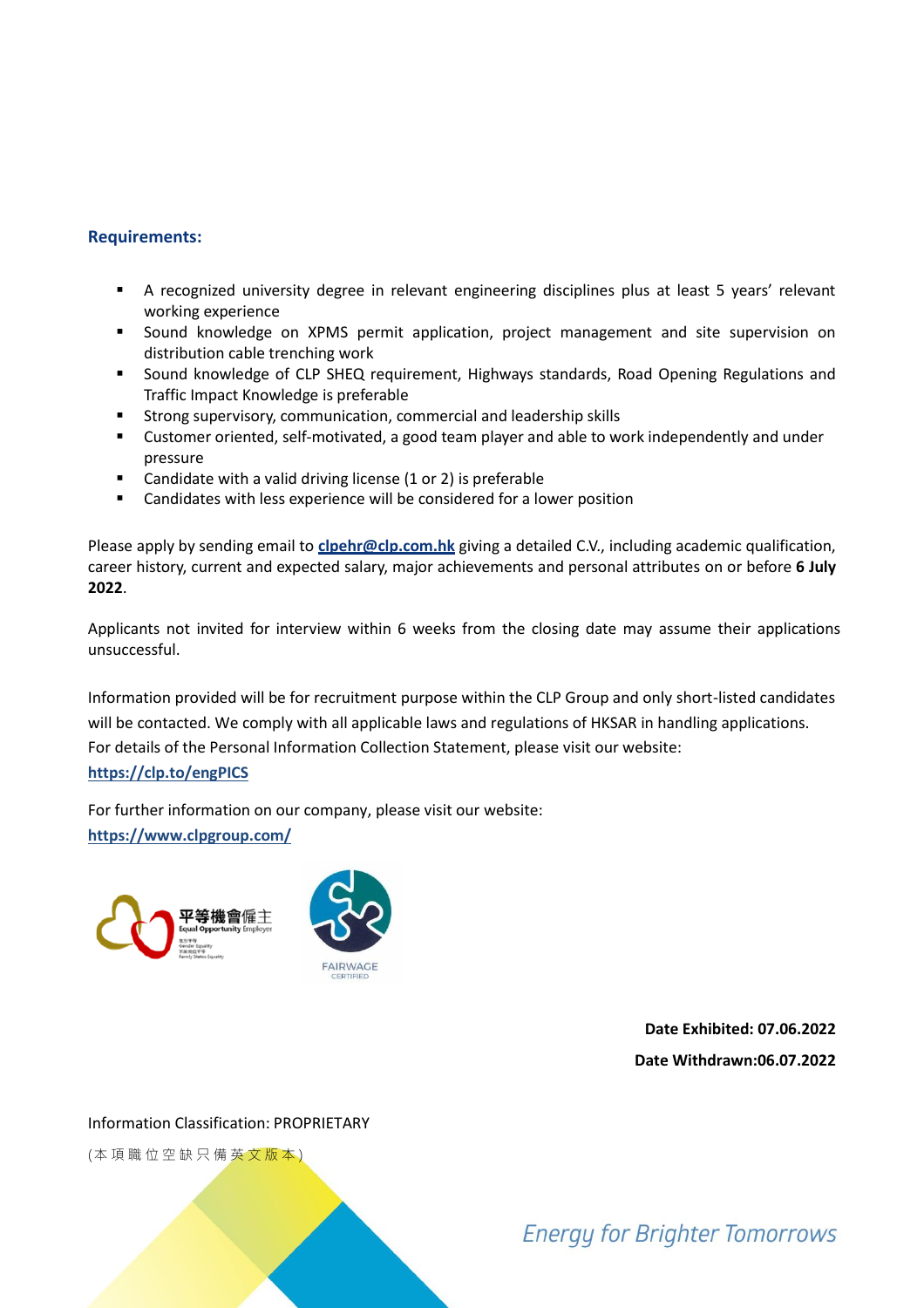## Requirements:

- A recognized university degree in relevant engineering disciplines plus at least 5 years' relevant working experience
- Sound knowledge on XPMS permit application, project management and site supervision on distribution cable trenching work
- Sound knowledge of CLP SHEQ requirement, Highways standards, Road Opening Regulations and Traffic Impact Knowledge is preferable
- Strong supervisory, communication, commercial and leadership skills
- Customer oriented, self-motivated, a good team player and able to work independently and under pressure
- Candidate with a valid driving license (1 or 2) is preferable
- Candidates with less experience will be considered for a lower position

Please apply by sending email to **clpehr@clp.com.hk** giving a detailed C.V., including academic qualification, career history, current and expected salary, major achievements and personal attributes on or before **6 July 2022**.

Applicants not invited for interview within 6 weeks from the closing date may assume their applications unsuccessful.

Information provided will be for recruitment purpose within the CLP Group and only short-listed candidates will be contacted. We comply with all applicable laws and regulations of HKSAR in handling applications.
For details of the Personal Information Collection Statement, please visit our website:
**https://clp.to/engPICS**

For further information on our company, please visit our website:
**https://www.clpgroup.com/**

平等機會僱主 Equal Opportunity Employer

FAIRWAGE CERTIFIED

**Date Exhibited: 07.06.2022**

**Date Withdrawn:06.07.2022**

Information Classification: PROPRIETARY

(本 項 職 位 空 缺 只 備 英 文 版 本)

*Energy for Brighter Tomorrows*